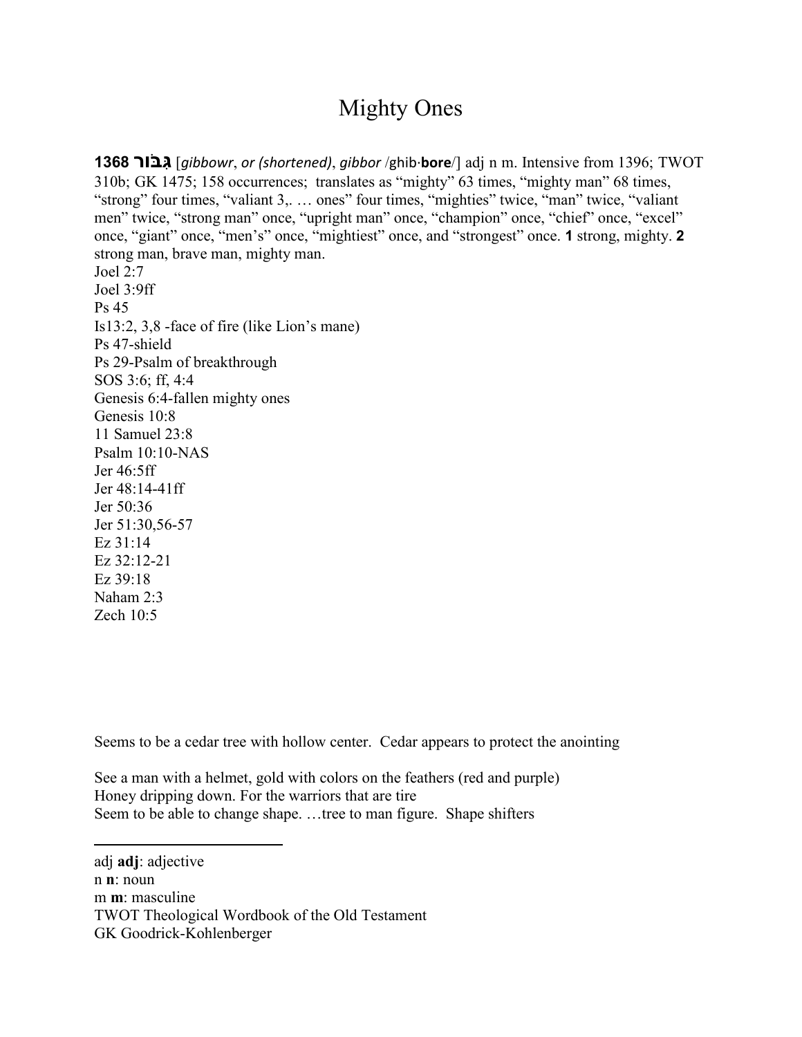# Mighty Ones

**1368 גִּבּוֹר** [*gibbowr*, *or (shortened)*, *gibbor* /ghib·**bore**/] adj n m. Intensive from 1396; TWOT 310b; GK 1475; 158 occurrences; translates as "mighty" 63 times, "mighty man" 68 times, "strong" four times, "valiant 3,. … ones" four times, "mighties" twice, "man" twice, "valiant men" twice, "strong man" once, "upright man" once, "champion" once, "chief" once, "excel" once, "giant" once, "men's" once, "mightiest" once, and "strongest" once. **1** strong, mighty. **2** strong man, brave man, mighty man.

Joel 2:7
Joel 3:9ff
Ps 45
Is13:2, 3,8 -face of fire (like Lion's mane)
Ps 47-shield
Ps 29-Psalm of breakthrough
SOS 3:6; ff, 4:4
Genesis 6:4-fallen mighty ones
Genesis 10:8
11 Samuel 23:8
Psalm 10:10-NAS
Jer 46:5ff
Jer 48:14-41ff
Jer 50:36
Jer 51:30,56-57
Ez 31:14
Ez 32:12-21
Ez 39:18
Naham 2:3
Zech 10:5

Seems to be a cedar tree with hollow center. Cedar appears to protect the anointing

See a man with a helmet, gold with colors on the feathers (red and purple)
Honey dripping down. For the warriors that are tire
Seem to be able to change shape. …tree to man figure. Shape shifters

---

adj **adj**: adjective
n **n**: noun
m **m**: masculine
TWOT Theological Wordbook of the Old Testament
GK Goodrick-Kohlenberger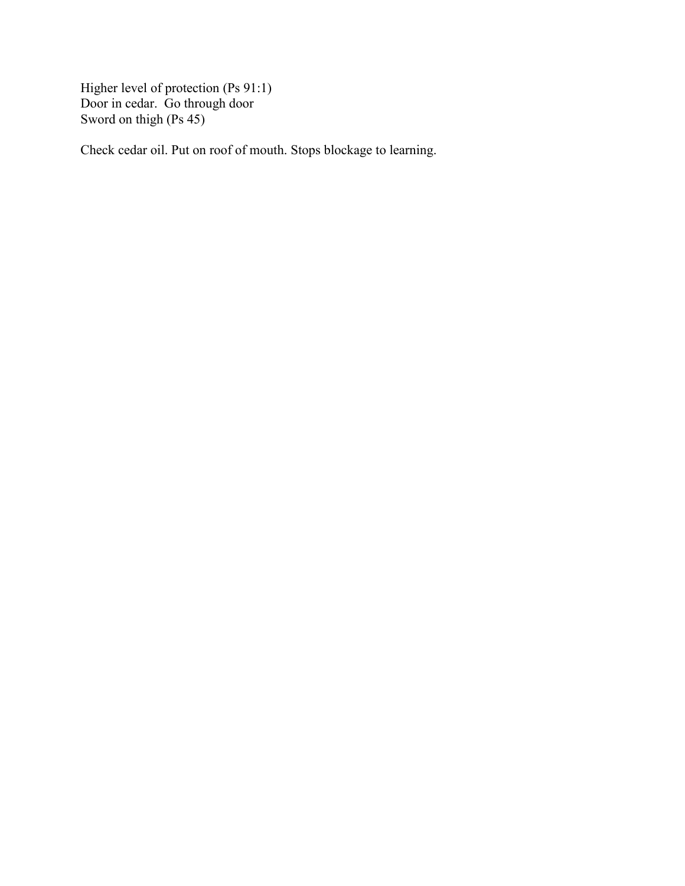Higher level of protection (Ps 91:1)
Door in cedar.  Go through door
Sword on thigh (Ps 45)

Check cedar oil. Put on roof of mouth. Stops blockage to learning.